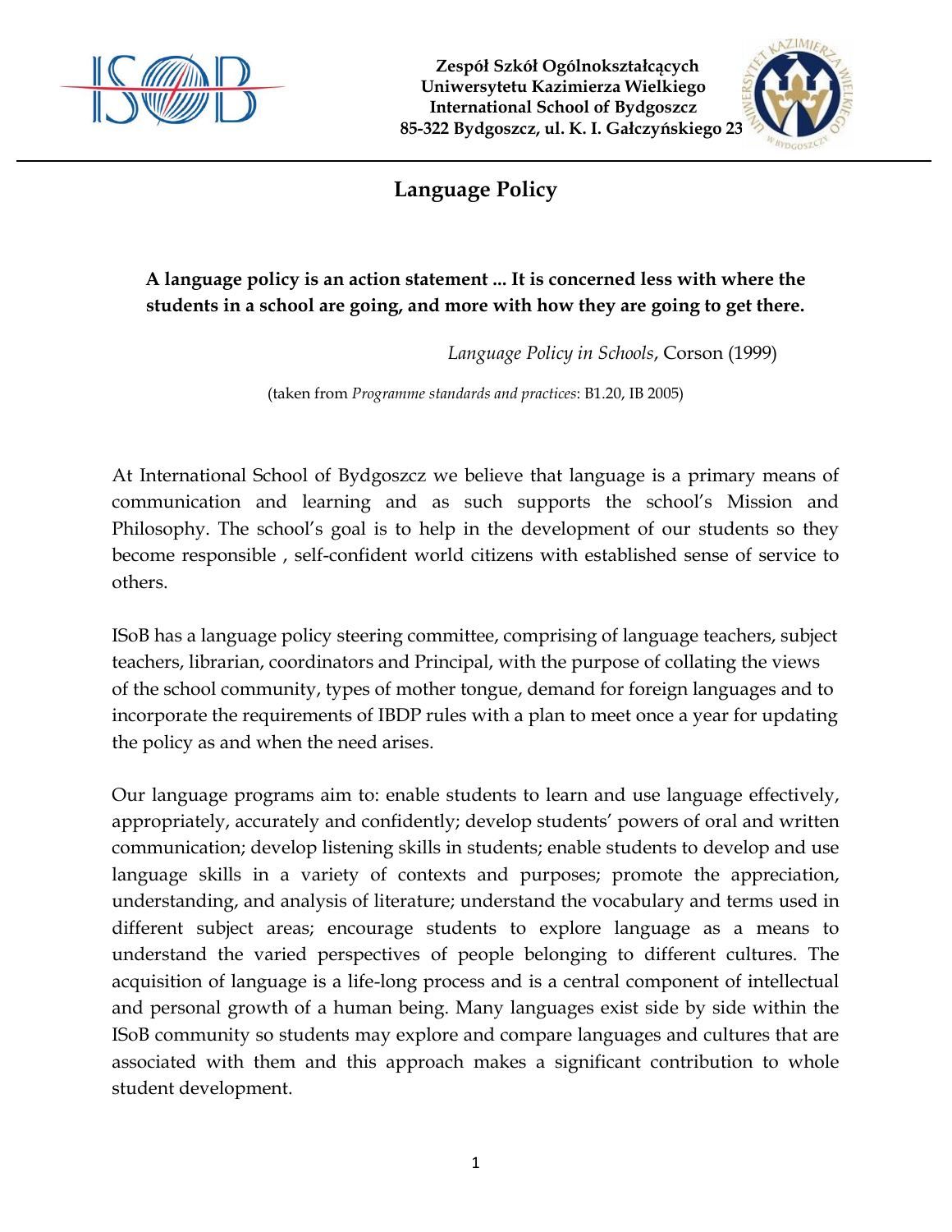Zespół Szkół Ogólnokształcących
Uniwersytetu Kazimierza Wielkiego
International School of Bydgoszcz
85-322 Bydgoszcz, ul. K. I. Gałczyńskiego 23

# Language Policy

**A language policy is an action statement ... It is concerned less with where the students in a school are going, and more with how they are going to get there.**

*Language Policy in Schools*, Corson (1999)

(taken from *Programme standards and practices*: B1.20, IB 2005)

At International School of Bydgoszcz we believe that language is a primary means of communication and learning and as such supports the school's Mission and Philosophy. The school's goal is to help in the development of our students so they become responsible , self-confident world citizens with established sense of service to others.

ISoB has a language policy steering committee, comprising of language teachers, subject teachers, librarian, coordinators and Principal, with the purpose of collating the views of the school community, types of mother tongue, demand for foreign languages and to incorporate the requirements of IBDP rules with a plan to meet once a year for updating the policy as and when the need arises.

Our language programs aim to: enable students to learn and use language effectively, appropriately, accurately and confidently; develop students' powers of oral and written communication; develop listening skills in students; enable students to develop and use language skills in a variety of contexts and purposes; promote the appreciation, understanding, and analysis of literature; understand the vocabulary and terms used in different subject areas; encourage students to explore language as a means to understand the varied perspectives of people belonging to different cultures. The acquisition of language is a life-long process and is a central component of intellectual and personal growth of a human being. Many languages exist side by side within the ISoB community so students may explore and compare languages and cultures that are associated with them and this approach makes a significant contribution to whole student development.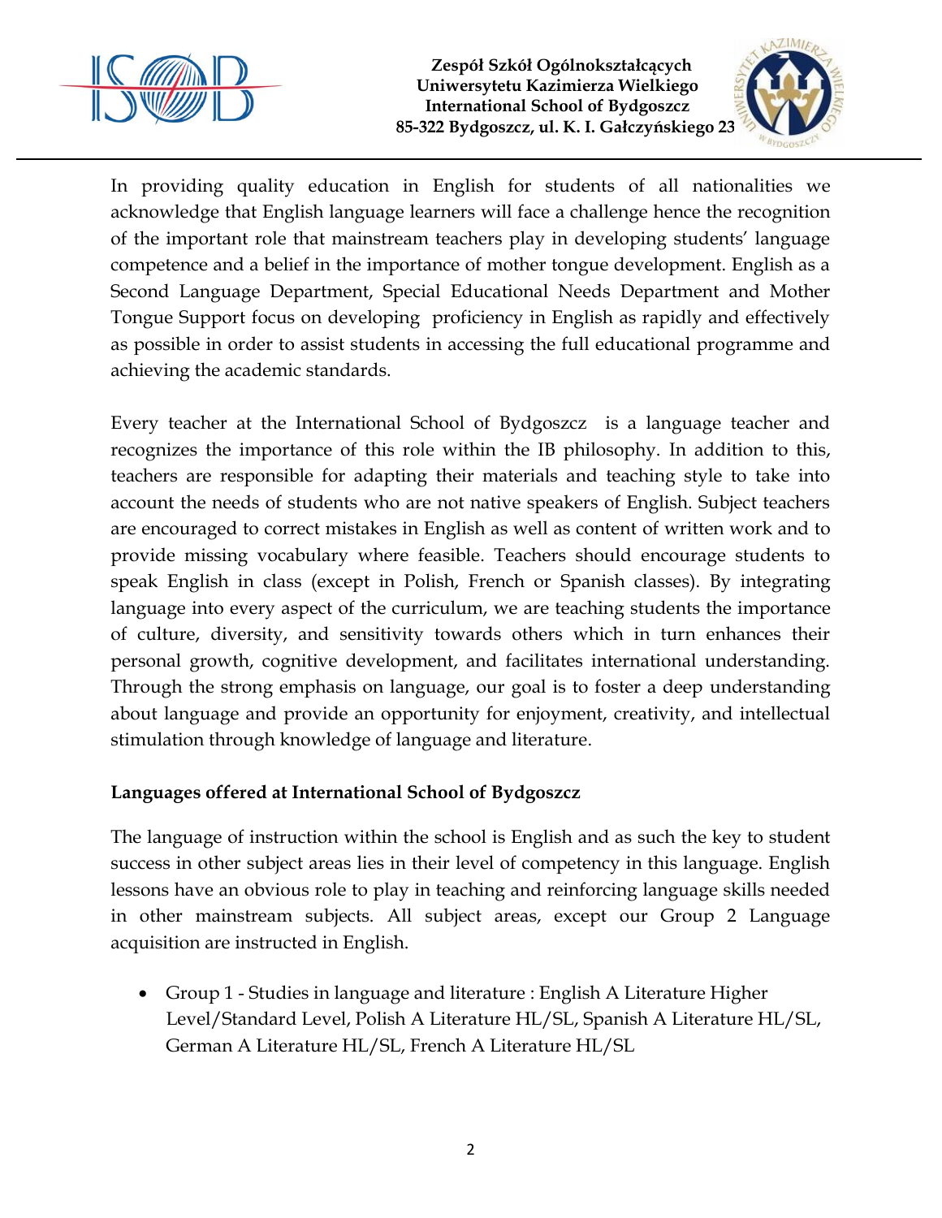In providing quality education in English for students of all nationalities we acknowledge that English language learners will face a challenge hence the recognition of the important role that mainstream teachers play in developing students' language competence and a belief in the importance of mother tongue development. English as a Second Language Department, Special Educational Needs Department and Mother Tongue Support focus on developing proficiency in English as rapidly and effectively as possible in order to assist students in accessing the full educational programme and achieving the academic standards.

Every teacher at the International School of Bydgoszcz is a language teacher and recognizes the importance of this role within the IB philosophy. In addition to this, teachers are responsible for adapting their materials and teaching style to take into account the needs of students who are not native speakers of English. Subject teachers are encouraged to correct mistakes in English as well as content of written work and to provide missing vocabulary where feasible. Teachers should encourage students to speak English in class (except in Polish, French or Spanish classes). By integrating language into every aspect of the curriculum, we are teaching students the importance of culture, diversity, and sensitivity towards others which in turn enhances their personal growth, cognitive development, and facilitates international understanding. Through the strong emphasis on language, our goal is to foster a deep understanding about language and provide an opportunity for enjoyment, creativity, and intellectual stimulation through knowledge of language and literature.

**Languages offered at International School of Bydgoszcz**

The language of instruction within the school is English and as such the key to student success in other subject areas lies in their level of competency in this language. English lessons have an obvious role to play in teaching and reinforcing language skills needed in other mainstream subjects. All subject areas, except our Group 2 Language acquisition are instructed in English.

- Group 1 - Studies in language and literature : English A Literature Higher Level/Standard Level, Polish A Literature HL/SL, Spanish A Literature HL/SL, German A Literature HL/SL, French A Literature HL/SL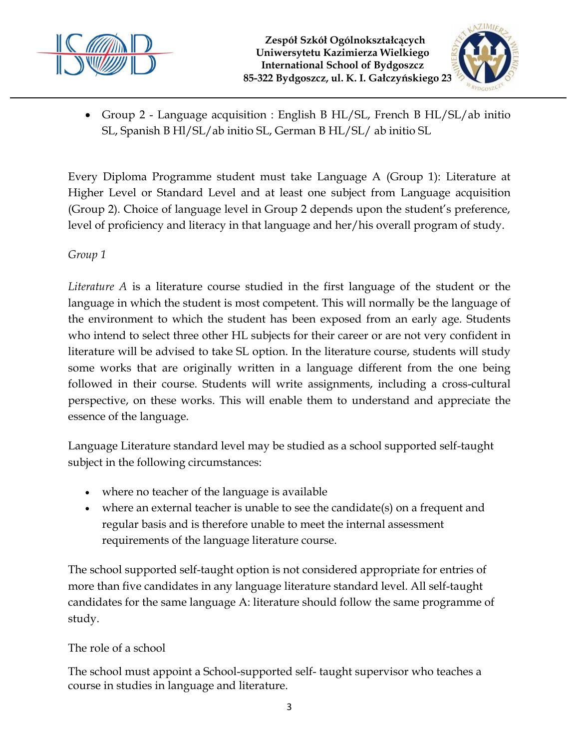- Group 2 - Language acquisition : English B HL/SL, French B HL/SL/ab initio SL, Spanish B Hl/SL/ab initio SL, German B HL/SL/ ab initio SL

Every Diploma Programme student must take Language A (Group 1): Literature at Higher Level or Standard Level and at least one subject from Language acquisition (Group 2). Choice of language level in Group 2 depends upon the student's preference, level of proficiency and literacy in that language and her/his overall program of study.

*Group 1*

*Literature A* is a literature course studied in the first language of the student or the language in which the student is most competent. This will normally be the language of the environment to which the student has been exposed from an early age. Students who intend to select three other HL subjects for their career or are not very confident in literature will be advised to take SL option. In the literature course, students will study some works that are originally written in a language different from the one being followed in their course. Students will write assignments, including a cross-cultural perspective, on these works. This will enable them to understand and appreciate the essence of the language.

Language Literature standard level may be studied as a school supported self-taught subject in the following circumstances:

- where no teacher of the language is available
- where an external teacher is unable to see the candidate(s) on a frequent and regular basis and is therefore unable to meet the internal assessment requirements of the language literature course.

The school supported self-taught option is not considered appropriate for entries of more than five candidates in any language literature standard level. All self-taught candidates for the same language A: literature should follow the same programme of study.

The role of a school

The school must appoint a School-supported self- taught supervisor who teaches a course in studies in language and literature.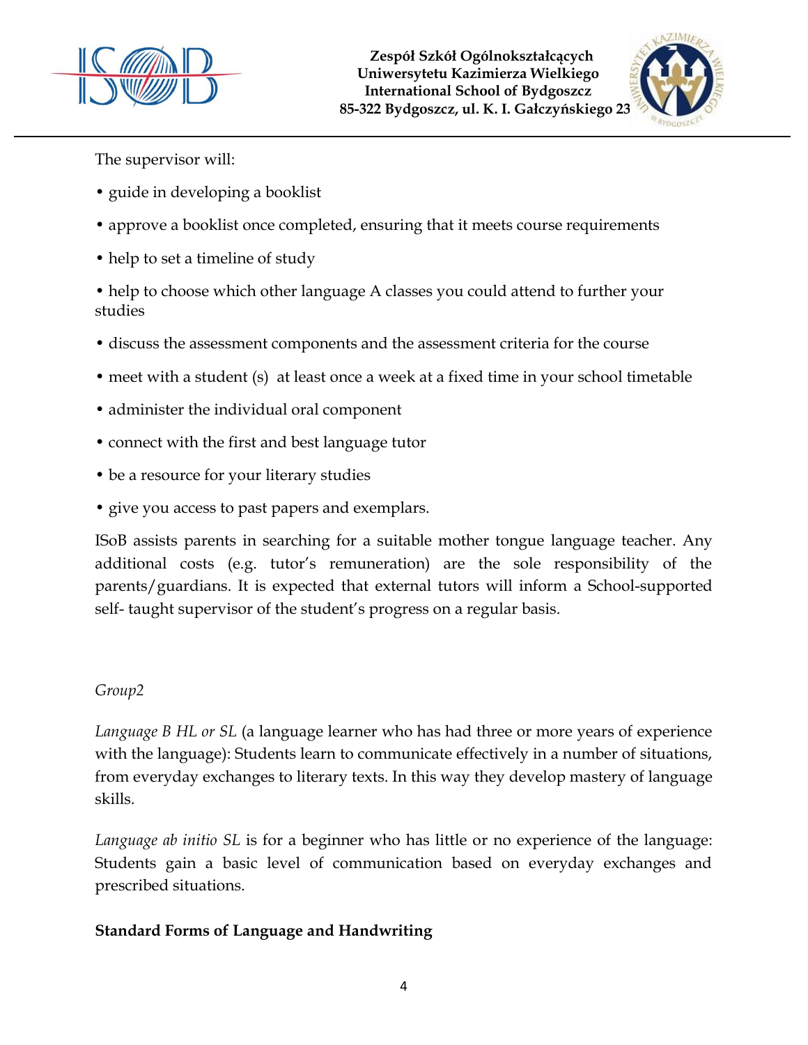The supervisor will:

- guide in developing a booklist
- approve a booklist once completed, ensuring that it meets course requirements
- help to set a timeline of study
- help to choose which other language A classes you could attend to further your studies
- discuss the assessment components and the assessment criteria for the course
- meet with a student (s) at least once a week at a fixed time in your school timetable
- administer the individual oral component
- connect with the first and best language tutor
- be a resource for your literary studies
- give you access to past papers and exemplars.

ISoB assists parents in searching for a suitable mother tongue language teacher. Any additional costs (e.g. tutor's remuneration) are the sole responsibility of the parents/guardians. It is expected that external tutors will inform a School-supported self- taught supervisor of the student's progress on a regular basis.

*Group2*

*Language B HL or SL* (a language learner who has had three or more years of experience with the language): Students learn to communicate effectively in a number of situations, from everyday exchanges to literary texts. In this way they develop mastery of language skills.

*Language ab initio SL* is for a beginner who has little or no experience of the language: Students gain a basic level of communication based on everyday exchanges and prescribed situations.

**Standard Forms of Language and Handwriting**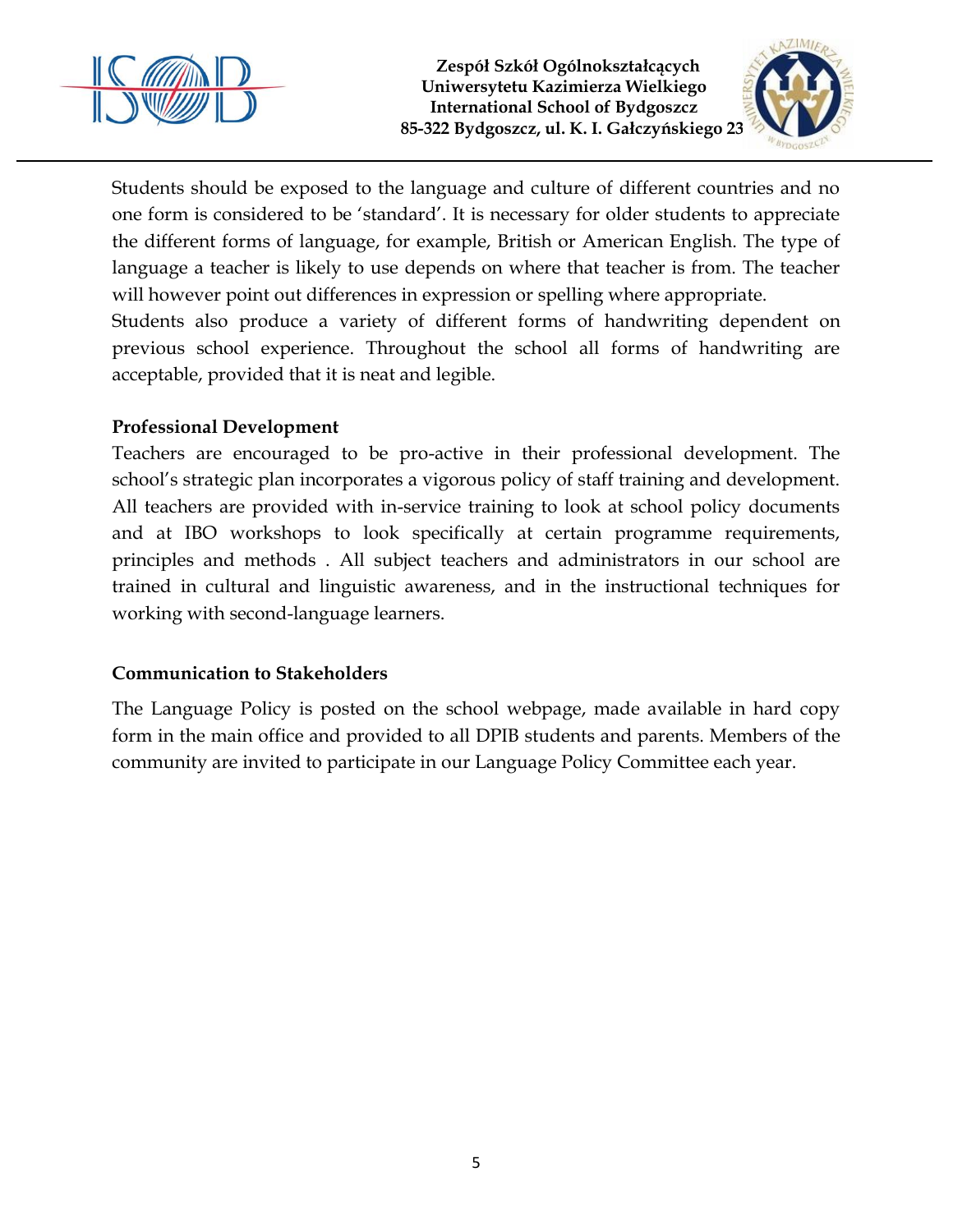Students should be exposed to the language and culture of different countries and no one form is considered to be 'standard'. It is necessary for older students to appreciate the different forms of language, for example, British or American English. The type of language a teacher is likely to use depends on where that teacher is from. The teacher will however point out differences in expression or spelling where appropriate.
Students also produce a variety of different forms of handwriting dependent on previous school experience. Throughout the school all forms of handwriting are acceptable, provided that it is neat and legible.

**Professional Development**

Teachers are encouraged to be pro-active in their professional development. The school's strategic plan incorporates a vigorous policy of staff training and development. All teachers are provided with in-service training to look at school policy documents and at IBO workshops to look specifically at certain programme requirements, principles and methods . All subject teachers and administrators in our school are trained in cultural and linguistic awareness, and in the instructional techniques for working with second-language learners.

**Communication to Stakeholders**

The Language Policy is posted on the school webpage, made available in hard copy form in the main office and provided to all DPIB students and parents. Members of the community are invited to participate in our Language Policy Committee each year.